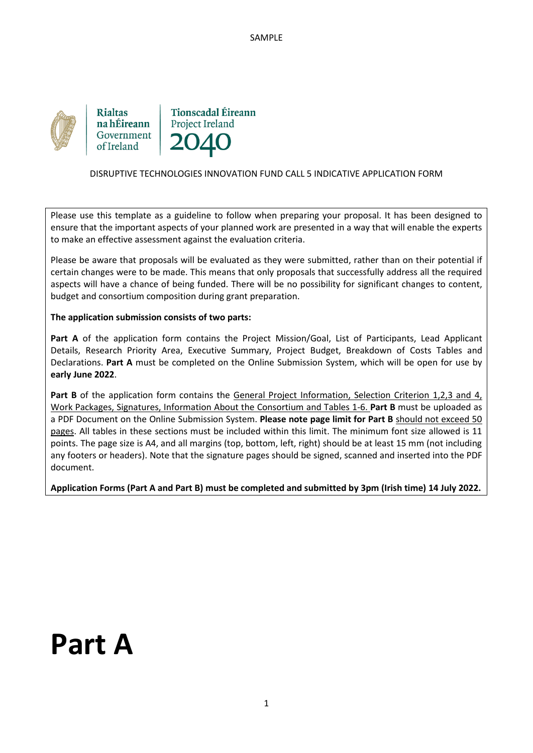SAMPLE

Rialtas na hÉireann
Government of Ireland

Tionscadal Éireann
Project Ireland
2040

DISRUPTIVE TECHNOLOGIES INNOVATION FUND CALL 5 INDICATIVE APPLICATION FORM

Please use this template as a guideline to follow when preparing your proposal. It has been designed to ensure that the important aspects of your planned work are presented in a way that will enable the experts to make an effective assessment against the evaluation criteria.

Please be aware that proposals will be evaluated as they were submitted, rather than on their potential if certain changes were to be made. This means that only proposals that successfully address all the required aspects will have a chance of being funded. There will be no possibility for significant changes to content, budget and consortium composition during grant preparation.

**The application submission consists of two parts:**

**Part A** of the application form contains the Project Mission/Goal, List of Participants, Lead Applicant Details, Research Priority Area, Executive Summary, Project Budget, Breakdown of Costs Tables and Declarations. **Part A** must be completed on the Online Submission System, which will be open for use by **early June 2022**.

**Part B** of the application form contains the General Project Information, Selection Criterion 1,2,3 and 4, Work Packages, Signatures, Information About the Consortium and Tables 1-6. **Part B** must be uploaded as a PDF Document on the Online Submission System. **Please note page limit for Part B** should not exceed 50 pages. All tables in these sections must be included within this limit. The minimum font size allowed is 11 points. The page size is A4, and all margins (top, bottom, left, right) should be at least 15 mm (not including any footers or headers). Note that the signature pages should be signed, scanned and inserted into the PDF document.

**Application Forms (Part A and Part B) must be completed and submitted by 3pm (Irish time) 14 July 2022.**

# Part A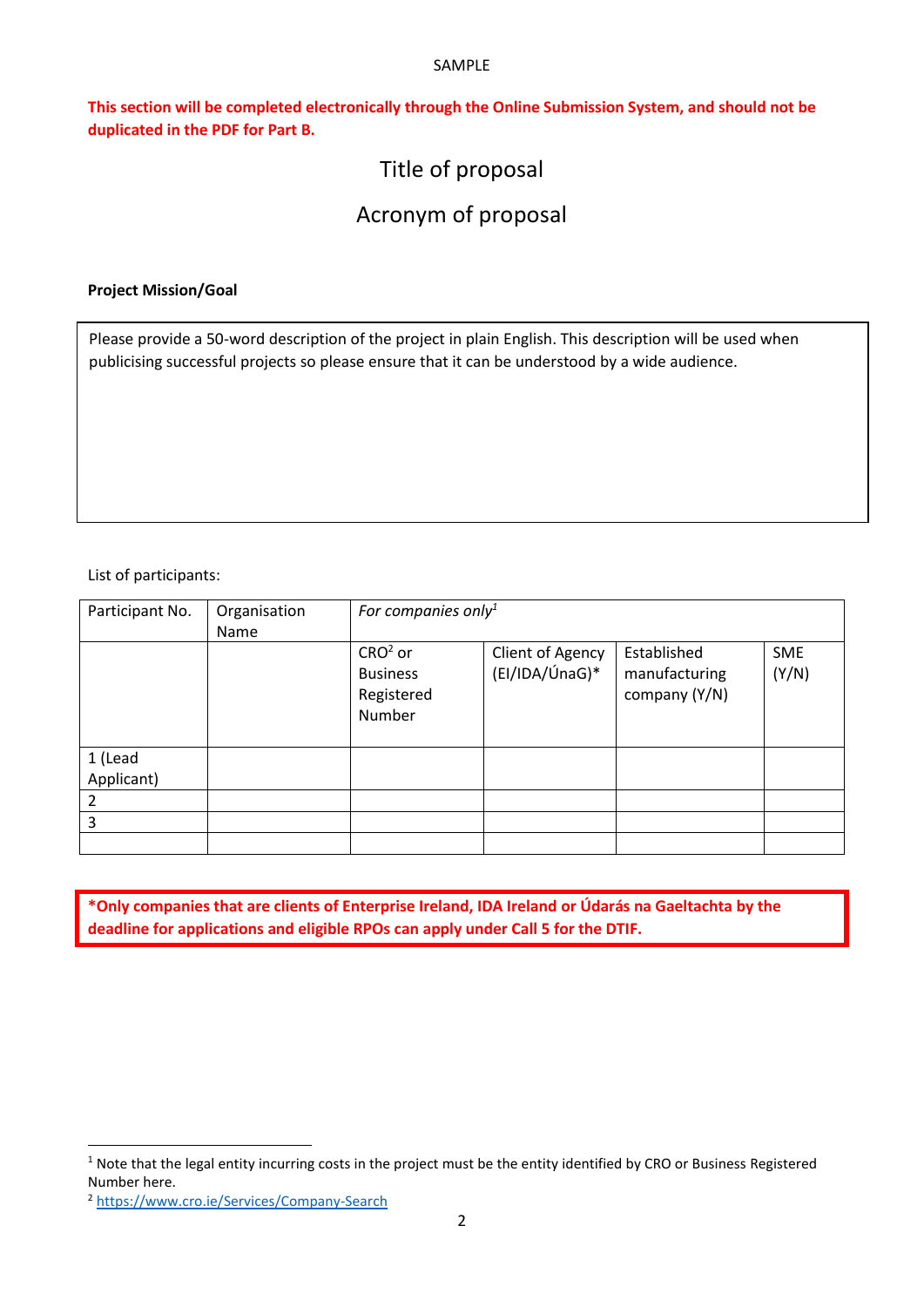SAMPLE

**This section will be completed electronically through the Online Submission System, and should not be duplicated in the PDF for Part B.**

# Title of proposal

## Acronym of proposal

**Project Mission/Goal**

| Please provide a 50-word description of the project in plain English. This description will be used when publicising successful projects so please ensure that it can be understood by a wide audience. |
|---|

List of participants:

| Participant No. | Organisation Name | *For companies only*[1] | | | |
|---|---|---|---|---|---|
| | | CRO[2] or Business Registered Number | Client of Agency (EI/IDA/ÚnaG)* | Established manufacturing company (Y/N) | SME (Y/N) |
| 1 (Lead Applicant) | | | | | |
| 2 | | | | | |
| 3 | | | | | |
| | | | | | |

**\*Only companies that are clients of Enterprise Ireland, IDA Ireland or Údarás na Gaeltachta by the deadline for applications and eligible RPOs can apply under Call 5 for the DTIF.**

[1] Note that the legal entity incurring costs in the project must be the entity identified by CRO or Business Registered Number here.

[2] https://www.cro.ie/Services/Company-Search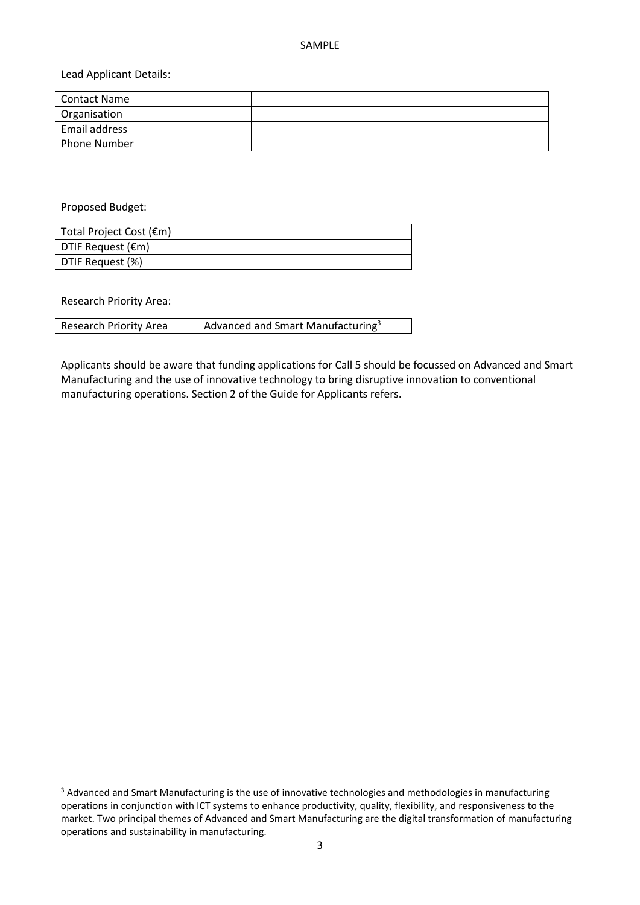SAMPLE

Lead Applicant Details:

| Contact Name | |
|---|---|
| Organisation | |
| Email address | |
| Phone Number | |

Proposed Budget:

| Total Project Cost (€m) | |
|---|---|
| DTIF Request (€m) | |
| DTIF Request (%) | |

Research Priority Area:

| Research Priority Area | Advanced and Smart Manufacturing[3] |
|---|---|

Applicants should be aware that funding applications for Call 5 should be focussed on Advanced and Smart Manufacturing and the use of innovative technology to bring disruptive innovation to conventional manufacturing operations. Section 2 of the Guide for Applicants refers.

[3] Advanced and Smart Manufacturing is the use of innovative technologies and methodologies in manufacturing operations in conjunction with ICT systems to enhance productivity, quality, flexibility, and responsiveness to the market. Two principal themes of Advanced and Smart Manufacturing are the digital transformation of manufacturing operations and sustainability in manufacturing.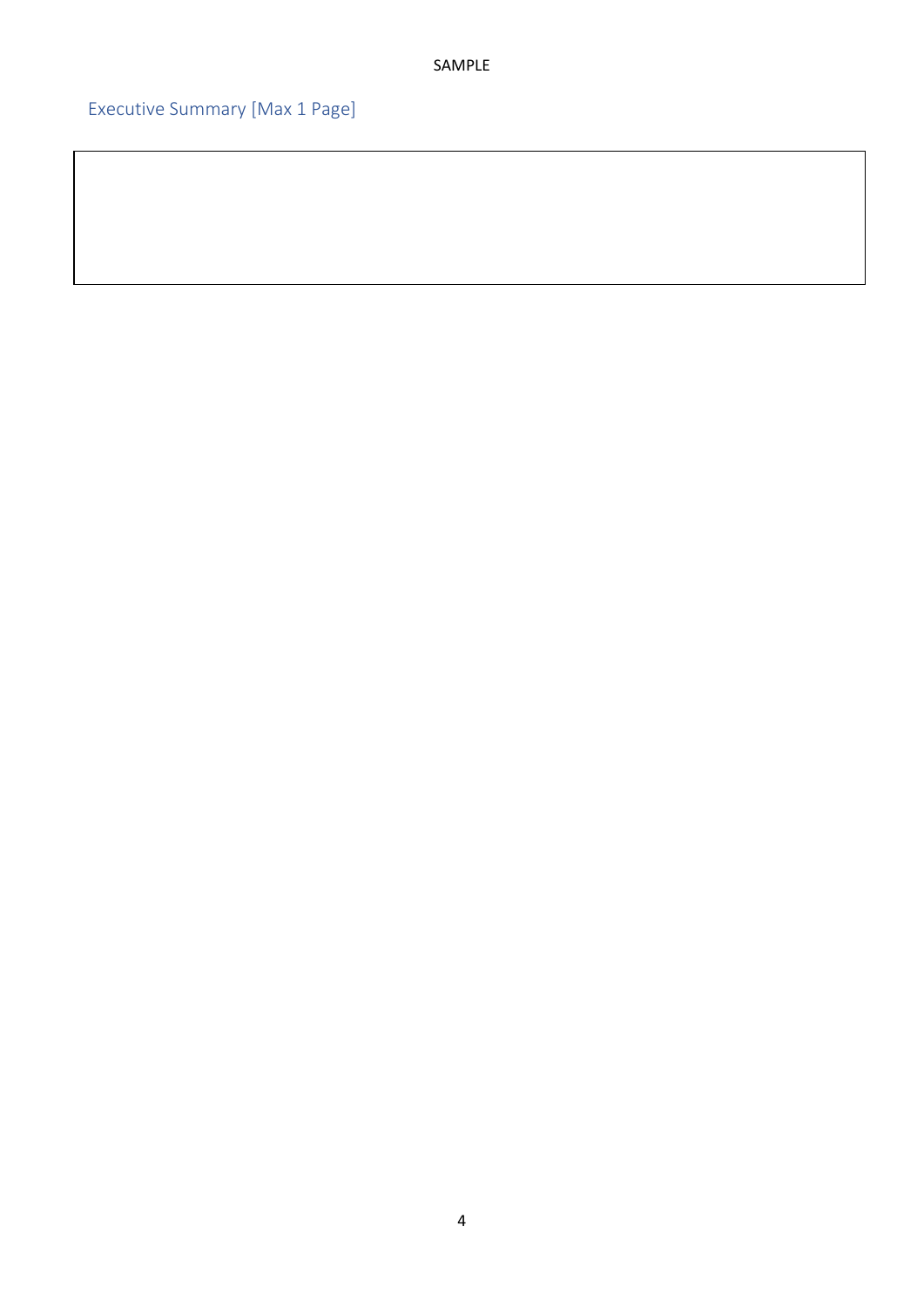## Executive Summary [Max 1 Page]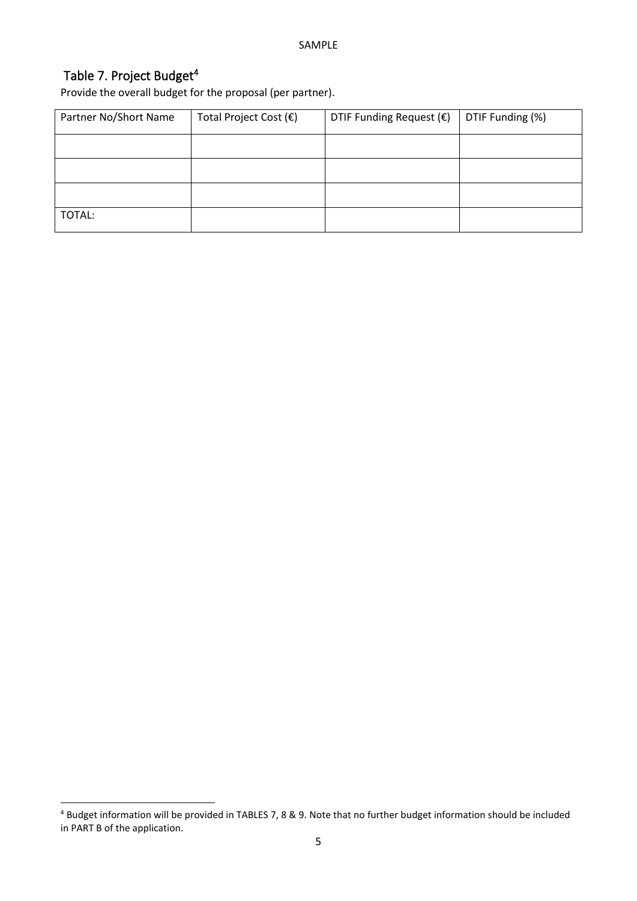## Table 7. Project Budget[4]

Provide the overall budget for the proposal (per partner).

| Partner No/Short Name | Total Project Cost (€) | DTIF Funding Request (€) | DTIF Funding (%) |
|---|---|---|---|
| | | | |
| | | | |
| | | | |
| TOTAL: | | | |

[4] Budget information will be provided in TABLES 7, 8 & 9. Note that no further budget information should be included in PART B of the application.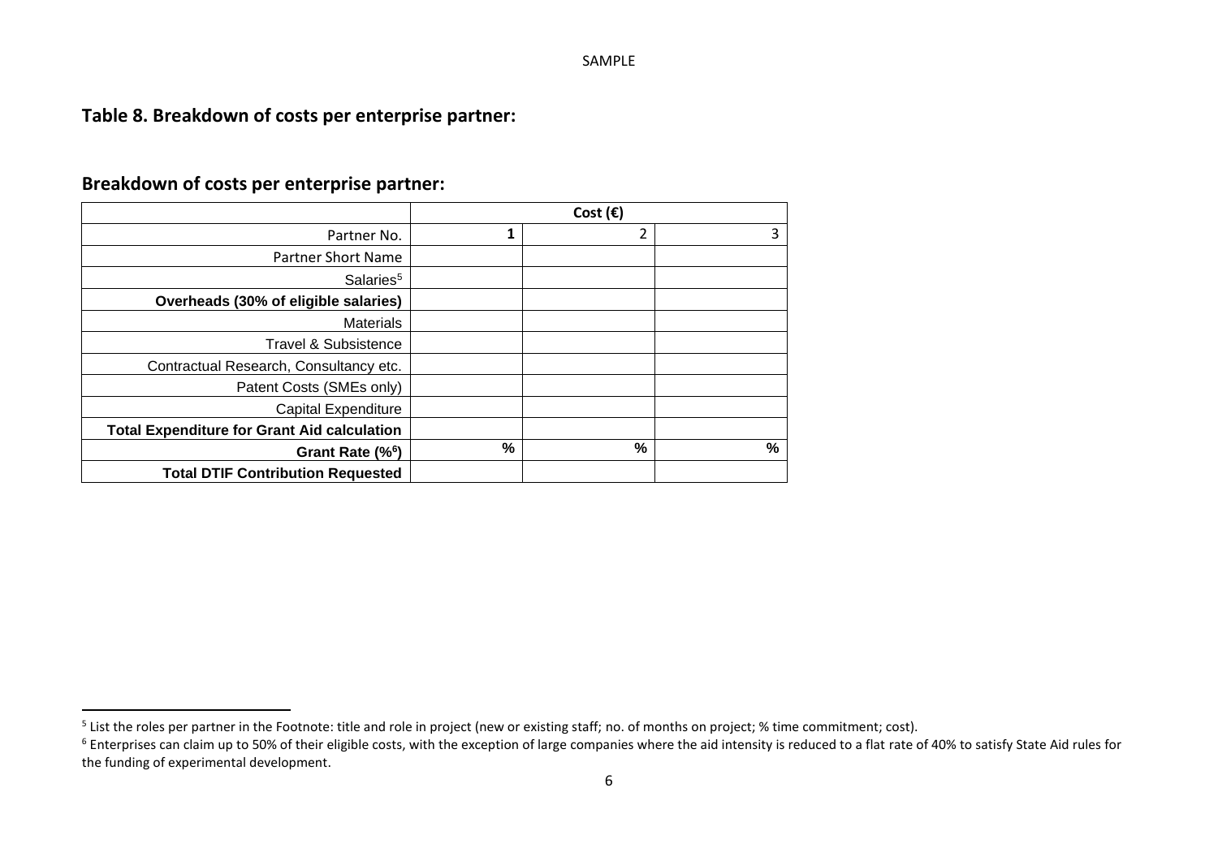SAMPLE

## Table 8. Breakdown of costs per enterprise partner:

## Breakdown of costs per enterprise partner:

| | Cost (€) | | |
|---|---|---|---|
| Partner No. | **1** | 2 | 3 |
| Partner Short Name | | | |
| Salaries[5] | | | |
| **Overheads (30% of eligible salaries)** | | | |
| Materials | | | |
| Travel & Subsistence | | | |
| Contractual Research, Consultancy etc. | | | |
| Patent Costs (SMEs only) | | | |
| Capital Expenditure | | | |
| **Total Expenditure for Grant Aid calculation** | | | |
| **Grant Rate (%[6])** | **%** | **%** | **%** |
| **Total DTIF Contribution Requested** | | | |

[5] List the roles per partner in the Footnote: title and role in project (new or existing staff; no. of months on project; % time commitment; cost).

[6] Enterprises can claim up to 50% of their eligible costs, with the exception of large companies where the aid intensity is reduced to a flat rate of 40% to satisfy State Aid rules for the funding of experimental development.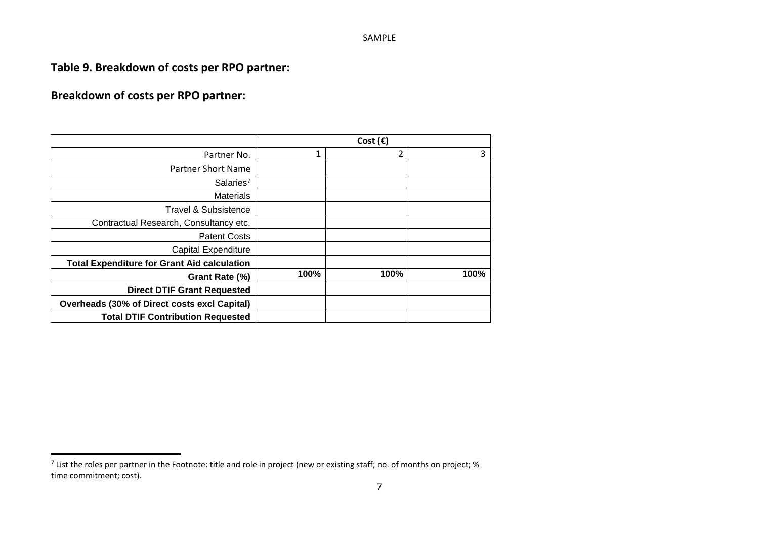## Table 9. Breakdown of costs per RPO partner:

## Breakdown of costs per RPO partner:

| | Cost (€) | | |
|---|---|---|---|
| Partner No. | **1** | 2 | 3 |
| Partner Short Name | | | |
| Salaries[7] | | | |
| Materials | | | |
| Travel & Subsistence | | | |
| Contractual Research, Consultancy etc. | | | |
| Patent Costs | | | |
| Capital Expenditure | | | |
| **Total Expenditure for Grant Aid calculation** | | | |
| **Grant Rate (%)** | **100%** | **100%** | **100%** |
| **Direct DTIF Grant Requested** | | | |
| **Overheads (30% of Direct costs excl Capital)** | | | |
| **Total DTIF Contribution Requested** | | | |

[7] List the roles per partner in the Footnote: title and role in project (new or existing staff; no. of months on project; % time commitment; cost).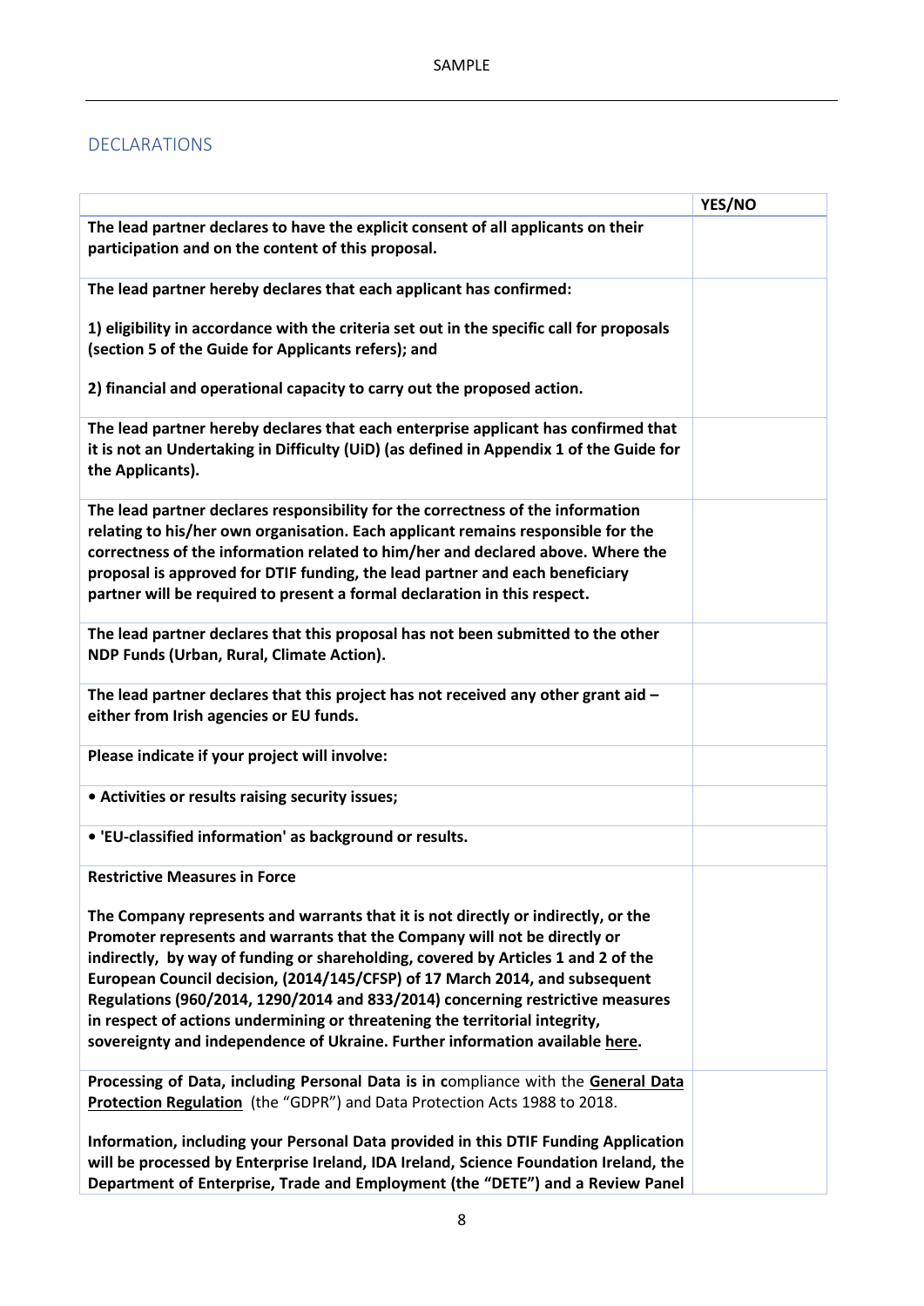## DECLARATIONS

| | YES/NO |
|---|---|
| **The lead partner declares to have the explicit consent of all applicants on their participation and on the content of this proposal.** | |
| **The lead partner hereby declares that each applicant has confirmed:**<br><br>**1) eligibility in accordance with the criteria set out in the specific call for proposals (section 5 of the Guide for Applicants refers); and**<br><br>**2) financial and operational capacity to carry out the proposed action.** | |
| **The lead partner hereby declares that each enterprise applicant has confirmed that it is not an Undertaking in Difficulty (UiD) (as defined in Appendix 1 of the Guide for the Applicants).** | |
| **The lead partner declares responsibility for the correctness of the information relating to his/her own organisation. Each applicant remains responsible for the correctness of the information related to him/her and declared above. Where the proposal is approved for DTIF funding, the lead partner and each beneficiary partner will be required to present a formal declaration in this respect.** | |
| **The lead partner declares that this proposal has not been submitted to the other NDP Funds (Urban, Rural, Climate Action).** | |
| **The lead partner declares that this project has not received any other grant aid – either from Irish agencies or EU funds.** | |
| **Please indicate if your project will involve:** | |
| **• Activities or results raising security issues;** | |
| **• 'EU-classified information' as background or results.** | |
| **Restrictive Measures in Force**<br><br>**The Company represents and warrants that it is not directly or indirectly, or the Promoter represents and warrants that the Company will not be directly or indirectly, by way of funding or shareholding, covered by Articles 1 and 2 of the European Council decision, (2014/145/CFSP) of 17 March 2014, and subsequent Regulations (960/2014, 1290/2014 and 833/2014) concerning restrictive measures in respect of actions undermining or threatening the territorial integrity, sovereignty and independence of Ukraine. Further information available <u>here</u>.** | |
| **Processing of Data, including Personal Data is in c**ompliance with the **<u>General Data Protection Regulation</u>** (the "GDPR") and Data Protection Acts 1988 to 2018.<br><br>**Information, including your Personal Data provided in this DTIF Funding Application will be processed by Enterprise Ireland, IDA Ireland, Science Foundation Ireland, the Department of Enterprise, Trade and Employment (the "DETE") and a Review Panel** | |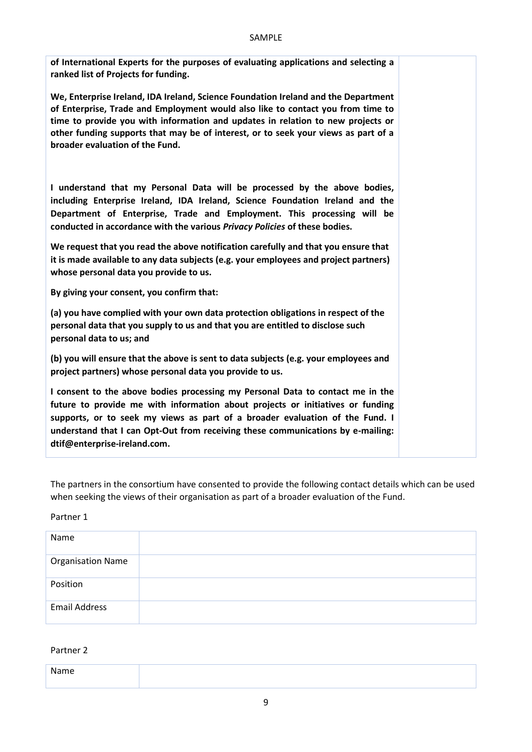| | |
|---|---|
| **of International Experts for the purposes of evaluating applications and selecting a ranked list of Projects for funding.**<br><br>**We, Enterprise Ireland, IDA Ireland, Science Foundation Ireland and the Department of Enterprise, Trade and Employment would also like to contact you from time to time to provide you with information and updates in relation to new projects or other funding supports that may be of interest, or to seek your views as part of a broader evaluation of the Fund.**<br><br>**I understand that my Personal Data will be processed by the above bodies, including Enterprise Ireland, IDA Ireland, Science Foundation Ireland and the Department of Enterprise, Trade and Employment. This processing will be conducted in accordance with the various *Privacy Policies* of these bodies.**<br><br>**We request that you read the above notification carefully and that you ensure that it is made available to any data subjects (e.g. your employees and project partners) whose personal data you provide to us.**<br><br>**By giving your consent, you confirm that:**<br><br>**(a) you have complied with your own data protection obligations in respect of the personal data that you supply to us and that you are entitled to disclose such personal data to us; and**<br><br>**(b) you will ensure that the above is sent to data subjects (e.g. your employees and project partners) whose personal data you provide to us.**<br><br>**I consent to the above bodies processing my Personal Data to contact me in the future to provide me with information about projects or initiatives or funding supports, or to seek my views as part of a broader evaluation of the Fund. I understand that I can Opt-Out from receiving these communications by e-mailing: dtif@enterprise-ireland.com.** | |

The partners in the consortium have consented to provide the following contact details which can be used when seeking the views of their organisation as part of a broader evaluation of the Fund.

Partner 1

| | |
|---|---|
| Name | |
| Organisation Name | |
| Position | |
| Email Address | |

Partner 2

| | |
|---|---|
| Name | |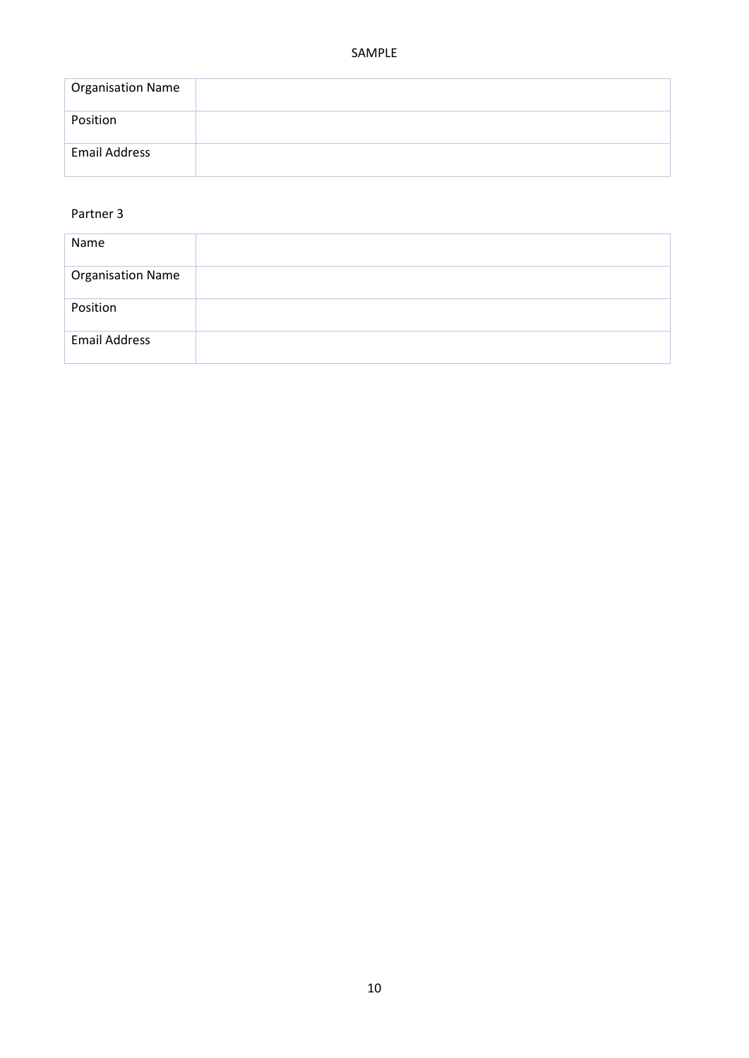| Organisation Name | |
|---|---|
| Position | |
| Email Address | |

Partner 3

| Name | |
|---|---|
| Organisation Name | |
| Position | |
| Email Address | |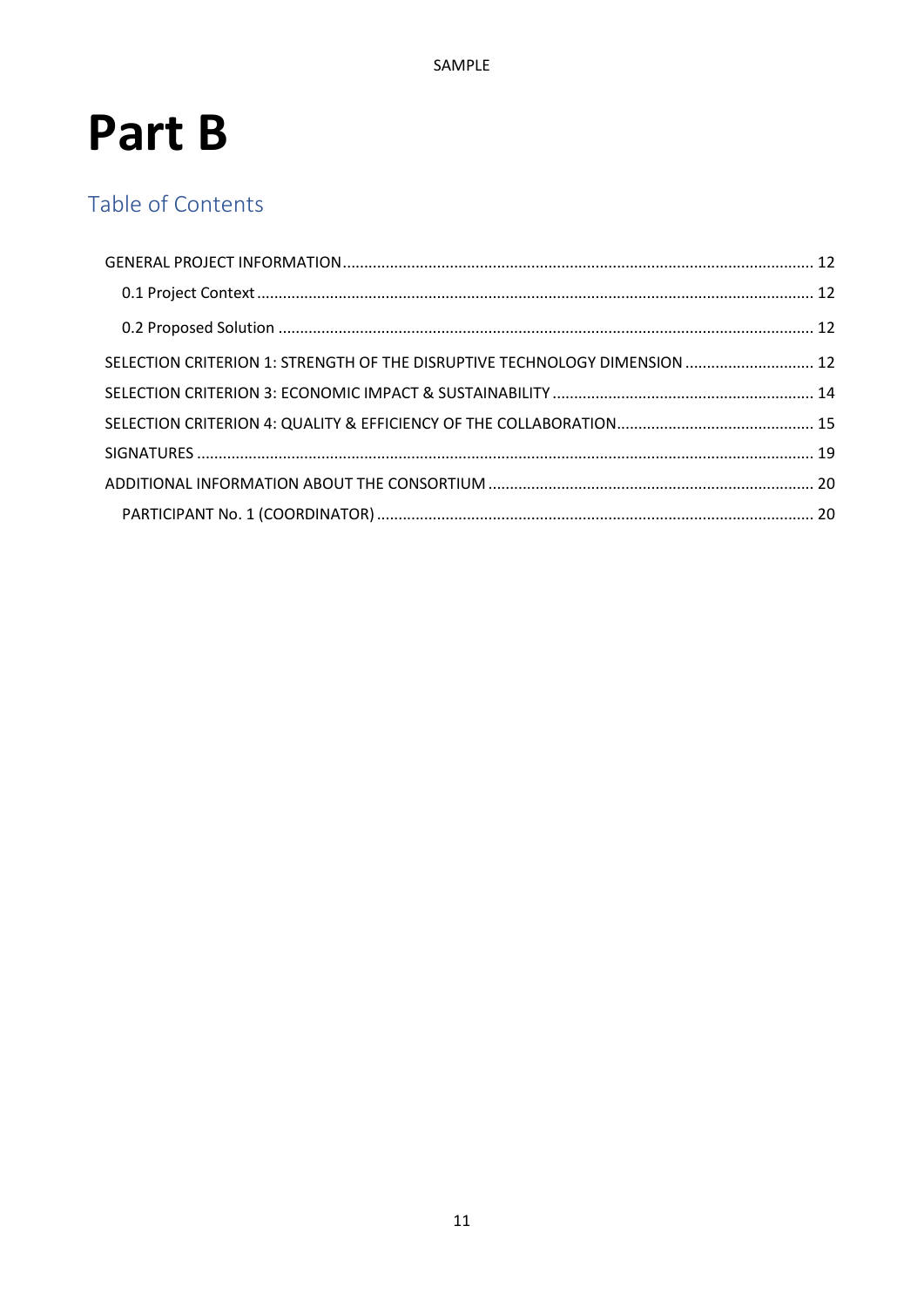# Part B

## Table of Contents

GENERAL PROJECT INFORMATION ............................................................................................................ 12

- 0.1 Project Context ................................................................................................................................ 12
- 0.2 Proposed Solution ........................................................................................................................... 12

SELECTION CRITERION 1: STRENGTH OF THE DISRUPTIVE TECHNOLOGY DIMENSION .............................. 12

SELECTION CRITERION 3: ECONOMIC IMPACT & SUSTAINABILITY ............................................................ 14

SELECTION CRITERION 4: QUALITY & EFFICIENCY OF THE COLLABORATION.............................................. 15

SIGNATURES .............................................................................................................................................. 19

ADDITIONAL INFORMATION ABOUT THE CONSORTIUM ............................................................................ 20

- PARTICIPANT No. 1 (COORDINATOR) ..................................................................................................... 20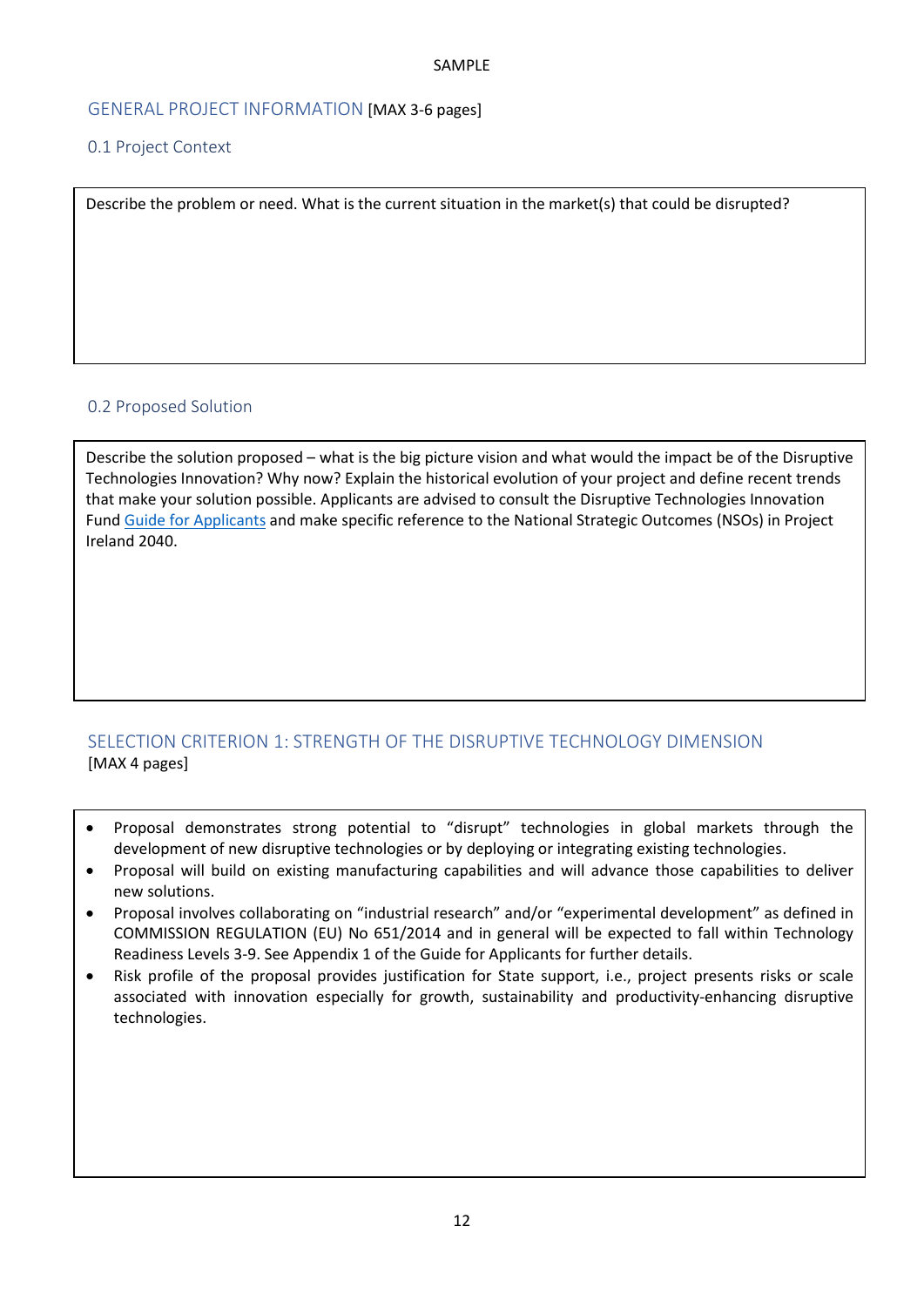SAMPLE

## GENERAL PROJECT INFORMATION [MAX 3-6 pages]

### 0.1 Project Context

Describe the problem or need. What is the current situation in the market(s) that could be disrupted?

### 0.2 Proposed Solution

Describe the solution proposed – what is the big picture vision and what would the impact be of the Disruptive Technologies Innovation? Why now? Explain the historical evolution of your project and define recent trends that make your solution possible. Applicants are advised to consult the Disruptive Technologies Innovation Fund Guide for Applicants and make specific reference to the National Strategic Outcomes (NSOs) in Project Ireland 2040.

## SELECTION CRITERION 1: STRENGTH OF THE DISRUPTIVE TECHNOLOGY DIMENSION [MAX 4 pages]

- Proposal demonstrates strong potential to "disrupt" technologies in global markets through the development of new disruptive technologies or by deploying or integrating existing technologies.
- Proposal will build on existing manufacturing capabilities and will advance those capabilities to deliver new solutions.
- Proposal involves collaborating on "industrial research" and/or "experimental development" as defined in COMMISSION REGULATION (EU) No 651/2014 and in general will be expected to fall within Technology Readiness Levels 3-9. See Appendix 1 of the Guide for Applicants for further details.
- Risk profile of the proposal provides justification for State support, i.e., project presents risks or scale associated with innovation especially for growth, sustainability and productivity-enhancing disruptive technologies.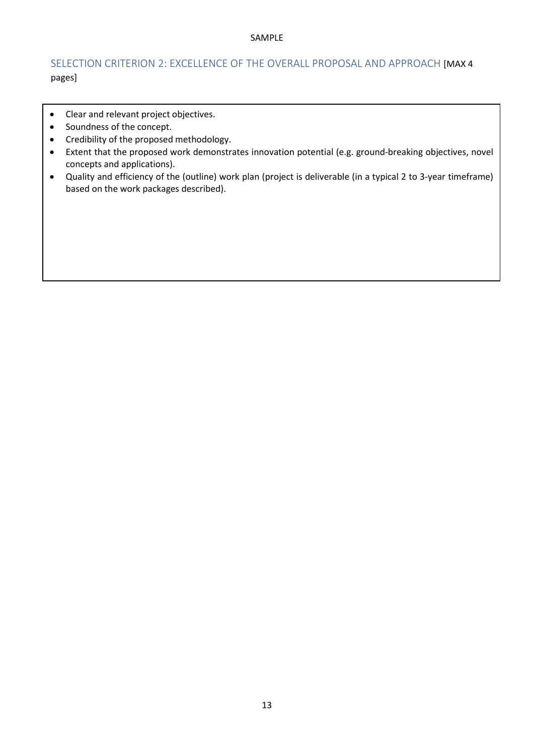## SELECTION CRITERION 2: EXCELLENCE OF THE OVERALL PROPOSAL AND APPROACH [MAX 4 pages]

- Clear and relevant project objectives.
- Soundness of the concept.
- Credibility of the proposed methodology.
- Extent that the proposed work demonstrates innovation potential (e.g. ground-breaking objectives, novel concepts and applications).
- Quality and efficiency of the (outline) work plan (project is deliverable (in a typical 2 to 3-year timeframe) based on the work packages described).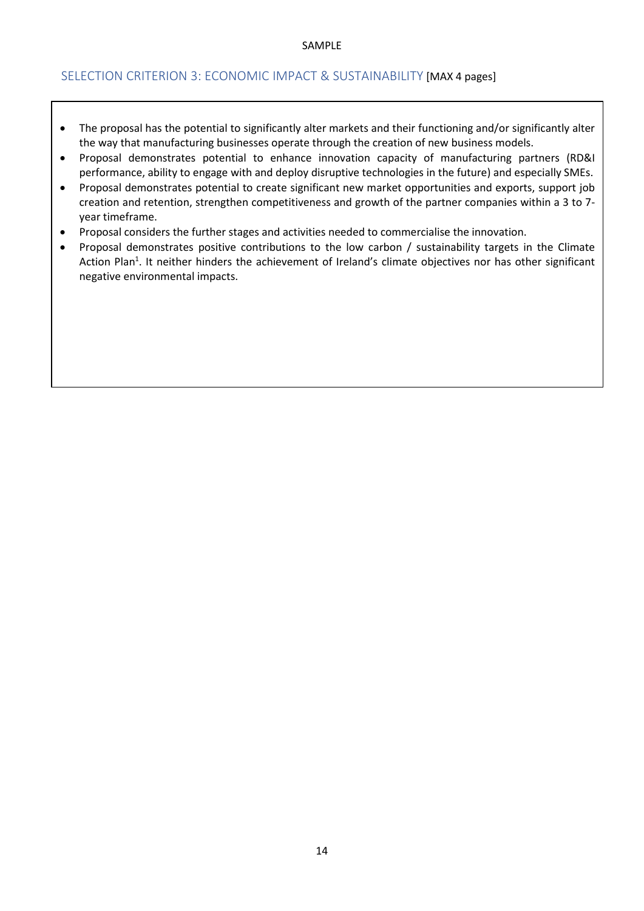## SELECTION CRITERION 3: ECONOMIC IMPACT & SUSTAINABILITY [MAX 4 pages]

- The proposal has the potential to significantly alter markets and their functioning and/or significantly alter the way that manufacturing businesses operate through the creation of new business models.
- Proposal demonstrates potential to enhance innovation capacity of manufacturing partners (RD&I performance, ability to engage with and deploy disruptive technologies in the future) and especially SMEs.
- Proposal demonstrates potential to create significant new market opportunities and exports, support job creation and retention, strengthen competitiveness and growth of the partner companies within a 3 to 7-year timeframe.
- Proposal considers the further stages and activities needed to commercialise the innovation.
- Proposal demonstrates positive contributions to the low carbon / sustainability targets in the Climate Action Plan[1]. It neither hinders the achievement of Ireland's climate objectives nor has other significant negative environmental impacts.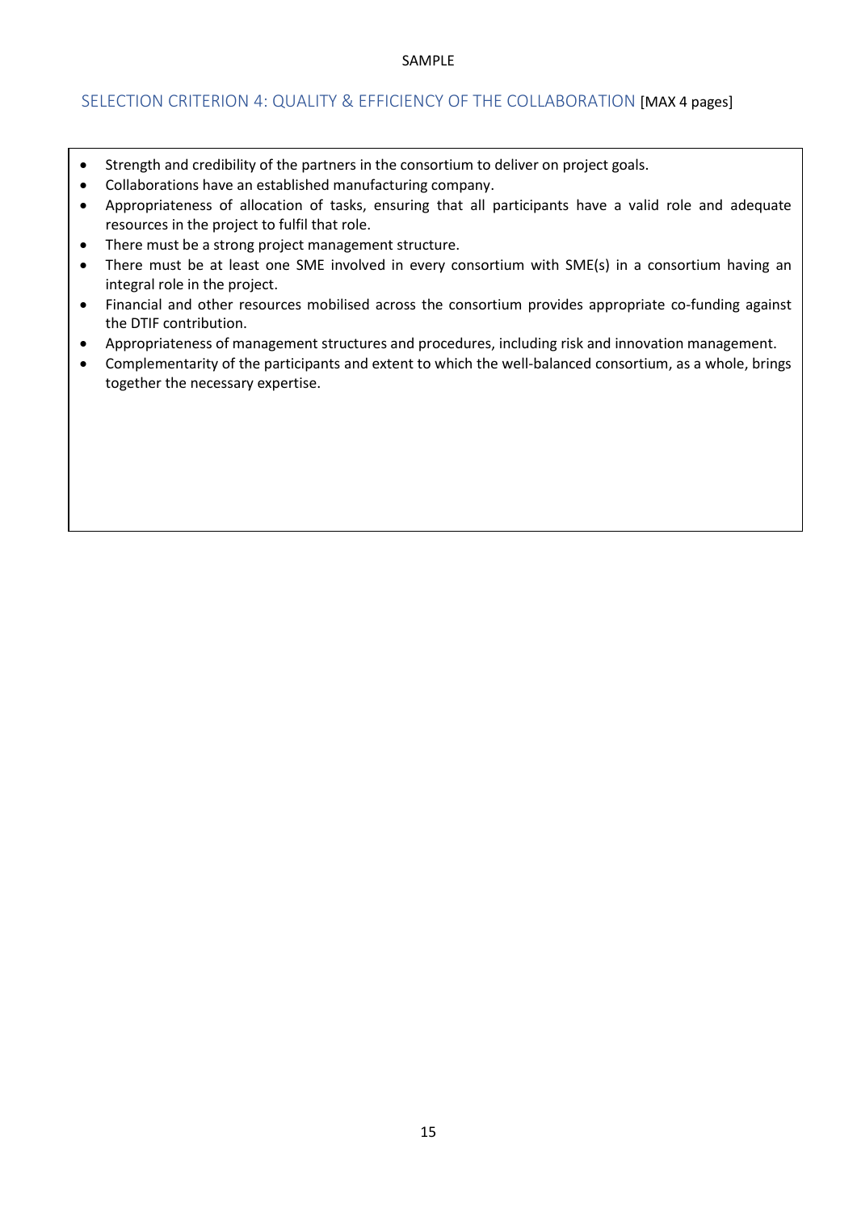SAMPLE

## SELECTION CRITERION 4: QUALITY & EFFICIENCY OF THE COLLABORATION [MAX 4 pages]

- Strength and credibility of the partners in the consortium to deliver on project goals.
- Collaborations have an established manufacturing company.
- Appropriateness of allocation of tasks, ensuring that all participants have a valid role and adequate resources in the project to fulfil that role.
- There must be a strong project management structure.
- There must be at least one SME involved in every consortium with SME(s) in a consortium having an integral role in the project.
- Financial and other resources mobilised across the consortium provides appropriate co-funding against the DTIF contribution.
- Appropriateness of management structures and procedures, including risk and innovation management.
- Complementarity of the participants and extent to which the well-balanced consortium, as a whole, brings together the necessary expertise.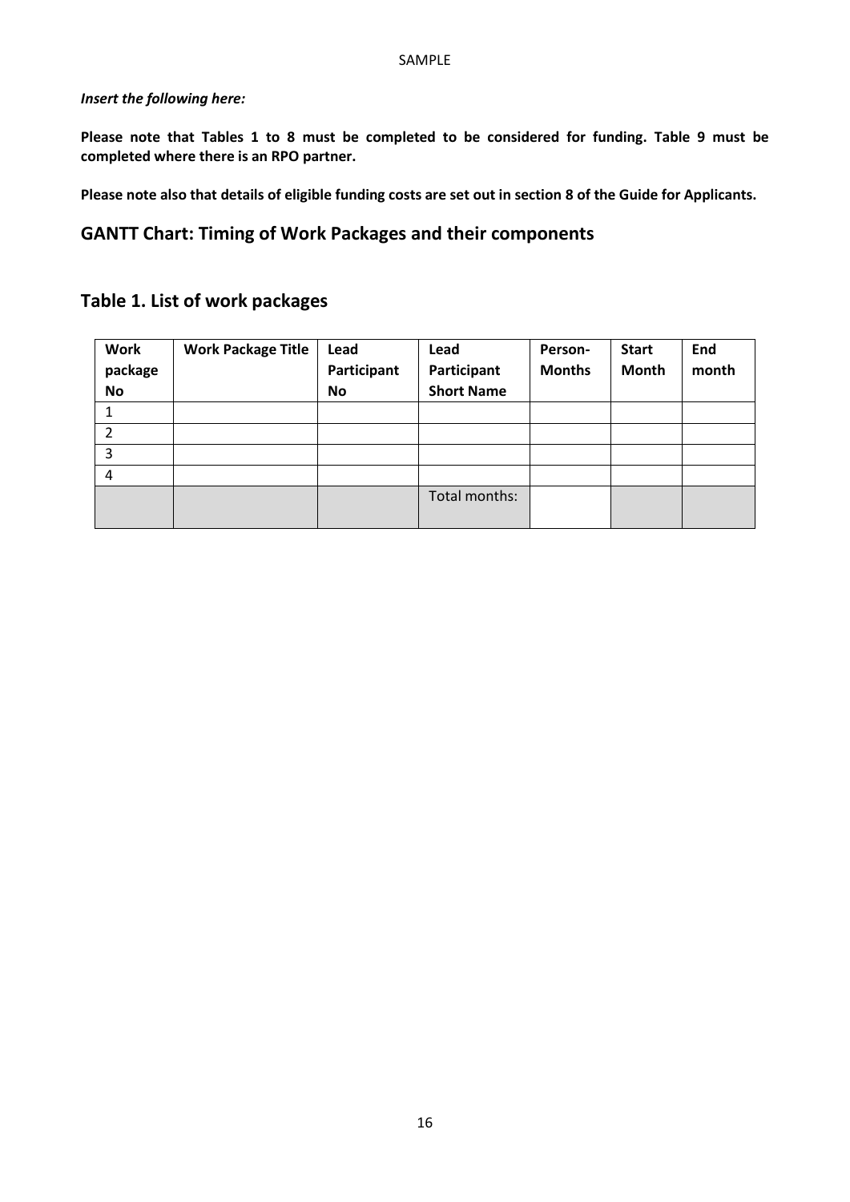***Insert the following here:***

**Please note that Tables 1 to 8 must be completed to be considered for funding. Table 9 must be completed where there is an RPO partner.**

**Please note also that details of eligible funding costs are set out in section 8 of the Guide for Applicants.**

## GANTT Chart: Timing of Work Packages and their components

## Table 1. List of work packages

| Work package No | Work Package Title | Lead Participant No | Lead Participant Short Name | Person-Months | Start Month | End month |
|---|---|---|---|---|---|---|
| 1 | | | | | | |
| 2 | | | | | | |
| 3 | | | | | | |
| 4 | | | | | | |
| | | | Total months: | | | |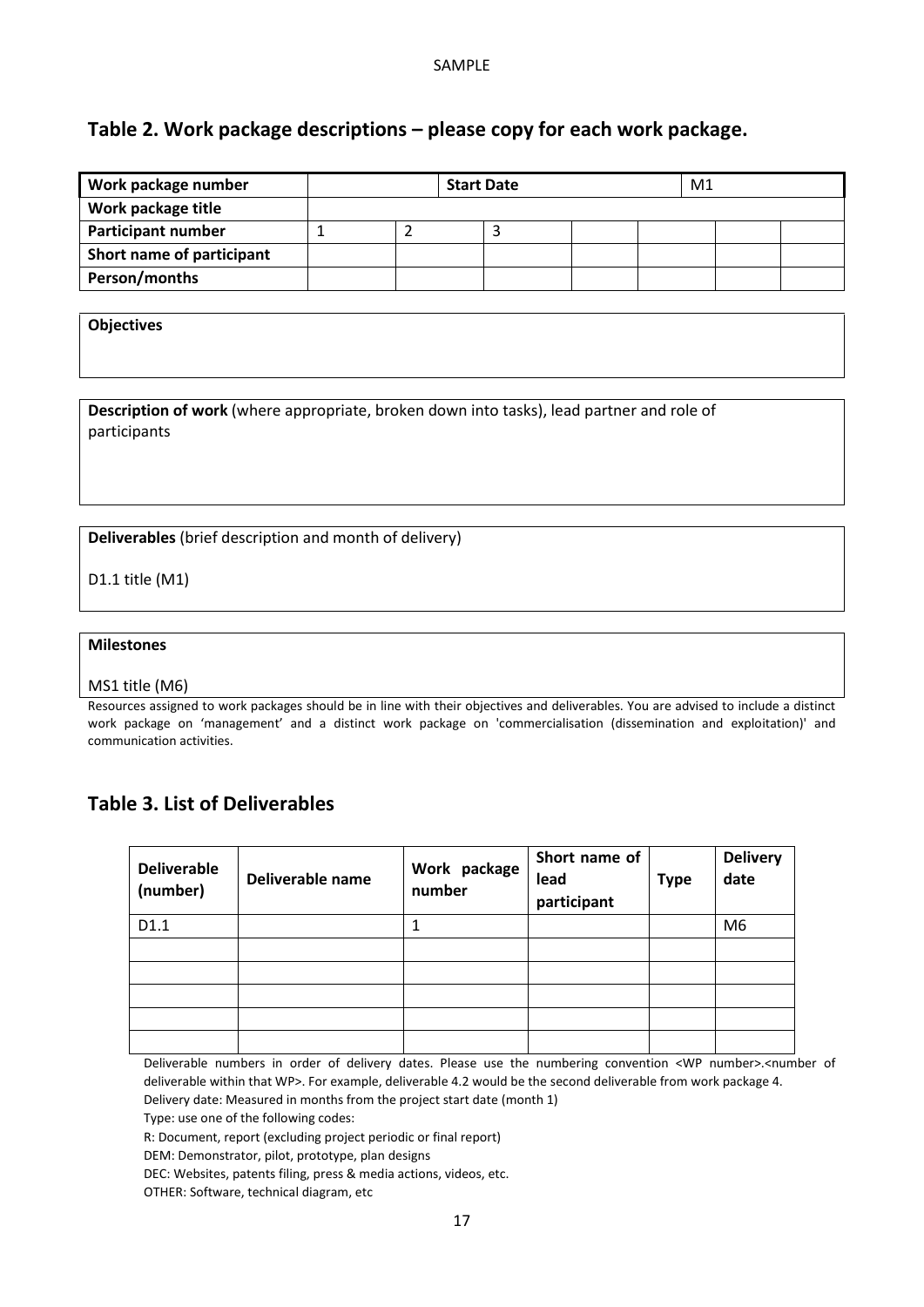SAMPLE

## Table 2. Work package descriptions – please copy for each work package.

| **Work package number** | | | **Start Date** | | | M1 | |
|---|---|---|---|---|---|---|---|
| **Work package title** | | | | | | | |
| **Participant number** | 1 | 2 | 3 | | | | |
| **Short name of participant** | | | | | | | |
| **Person/months** | | | | | | | |

**Objectives**

**Description of work** (where appropriate, broken down into tasks), lead partner and role of participants

**Deliverables** (brief description and month of delivery)

D1.1 title (M1)

**Milestones**

MS1 title (M6)

Resources assigned to work packages should be in line with their objectives and deliverables. You are advised to include a distinct work package on 'management' and a distinct work package on 'commercialisation (dissemination and exploitation)' and communication activities.

## Table 3. List of Deliverables

| **Deliverable (number)** | **Deliverable name** | **Work package number** | **Short name of lead participant** | **Type** | **Delivery date** |
|---|---|---|---|---|---|
| D1.1 | | 1 | | | M6 |
| | | | | | |
| | | | | | |
| | | | | | |
| | | | | | |
| | | | | | |

Deliverable numbers in order of delivery dates. Please use the numbering convention <WP number>.<number of deliverable within that WP>. For example, deliverable 4.2 would be the second deliverable from work package 4.

Delivery date: Measured in months from the project start date (month 1)

Type: use one of the following codes:

R: Document, report (excluding project periodic or final report)

DEM: Demonstrator, pilot, prototype, plan designs

DEC: Websites, patents filing, press & media actions, videos, etc.

OTHER: Software, technical diagram, etc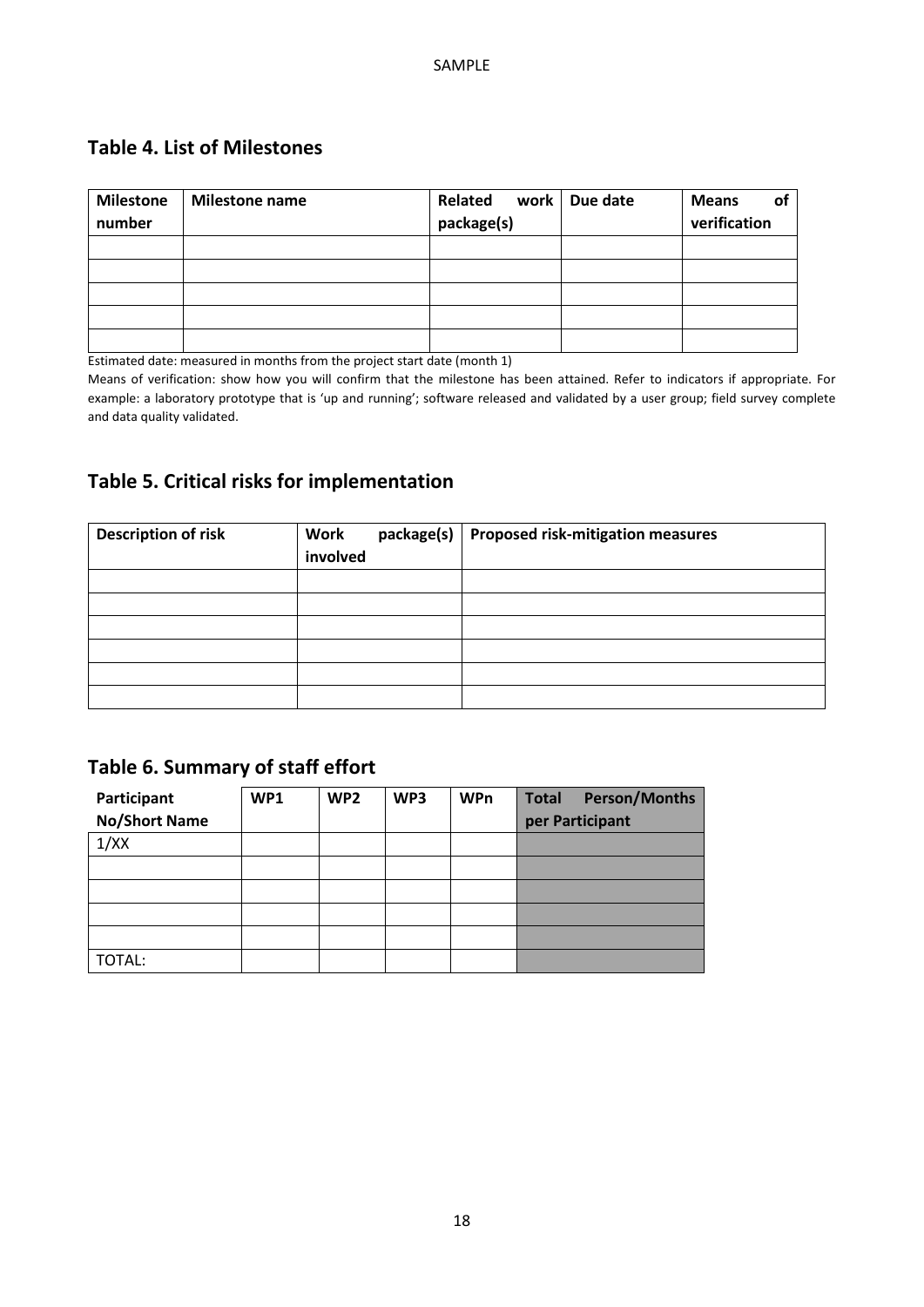## Table 4. List of Milestones

| Milestone number | Milestone name | Related work package(s) | Due date | Means of verification |
|---|---|---|---|---|
| | | | | |
| | | | | |
| | | | | |
| | | | | |
| | | | | |

Estimated date: measured in months from the project start date (month 1)

Means of verification: show how you will confirm that the milestone has been attained. Refer to indicators if appropriate. For example: a laboratory prototype that is 'up and running'; software released and validated by a user group; field survey complete and data quality validated.

## Table 5. Critical risks for implementation

| Description of risk | Work package(s) involved | Proposed risk-mitigation measures |
|---|---|---|
| | | |
| | | |
| | | |
| | | |
| | | |
| | | |

## Table 6. Summary of staff effort

| Participant No/Short Name | WP1 | WP2 | WP3 | WPn | Total Person/Months per Participant |
|---|---|---|---|---|---|
| 1/XX | | | | | |
| | | | | | |
| | | | | | |
| | | | | | |
| | | | | | |
| TOTAL: | | | | | |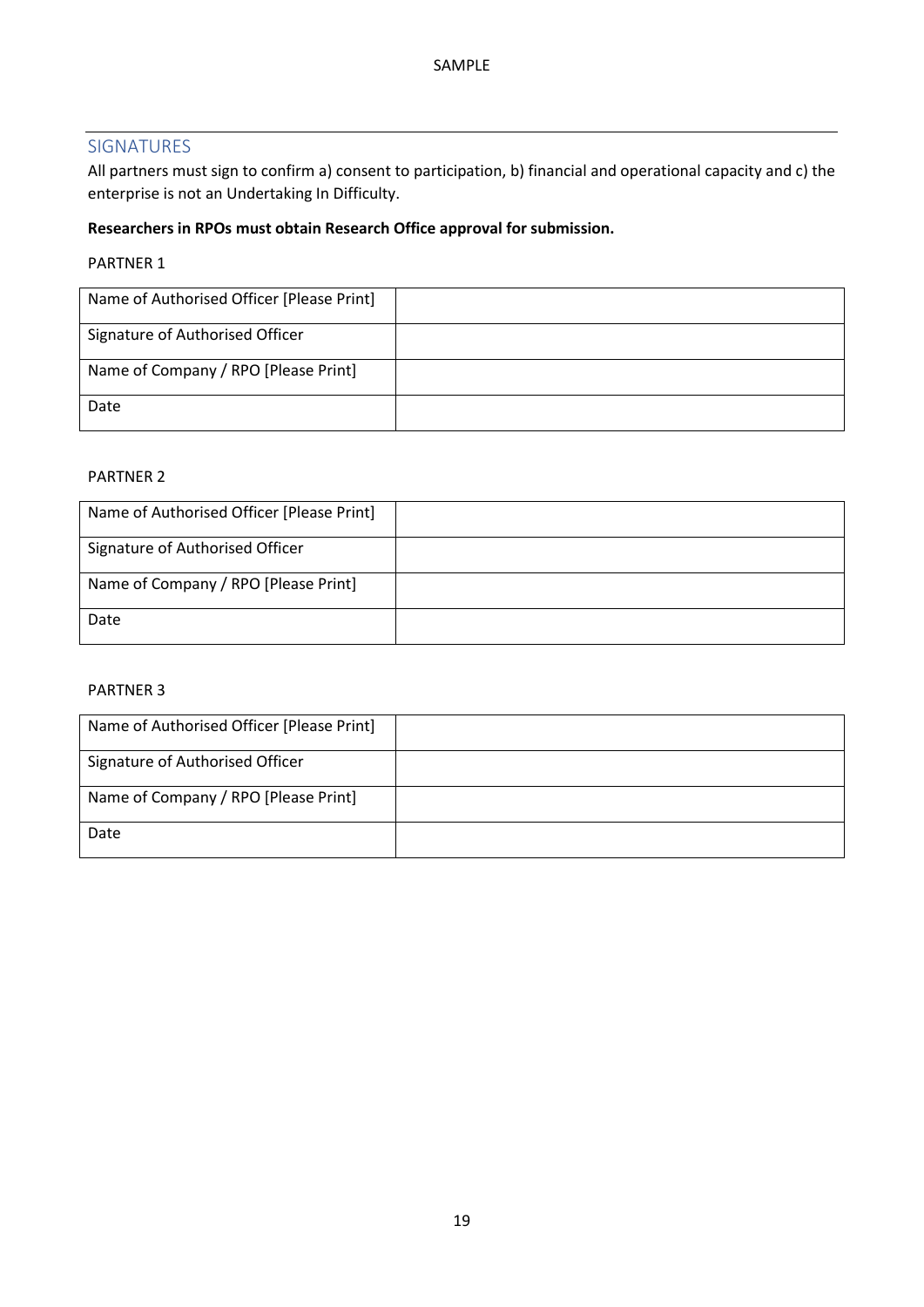## SIGNATURES

All partners must sign to confirm a) consent to participation, b) financial and operational capacity and c) the enterprise is not an Undertaking In Difficulty.

**Researchers in RPOs must obtain Research Office approval for submission.**

PARTNER 1

| Name of Authorised Officer [Please Print] | |
|---|---|
| Signature of Authorised Officer | |
| Name of Company / RPO [Please Print] | |
| Date | |

PARTNER 2

| Name of Authorised Officer [Please Print] | |
|---|---|
| Signature of Authorised Officer | |
| Name of Company / RPO [Please Print] | |
| Date | |

PARTNER 3

| Name of Authorised Officer [Please Print] | |
|---|---|
| Signature of Authorised Officer | |
| Name of Company / RPO [Please Print] | |
| Date | |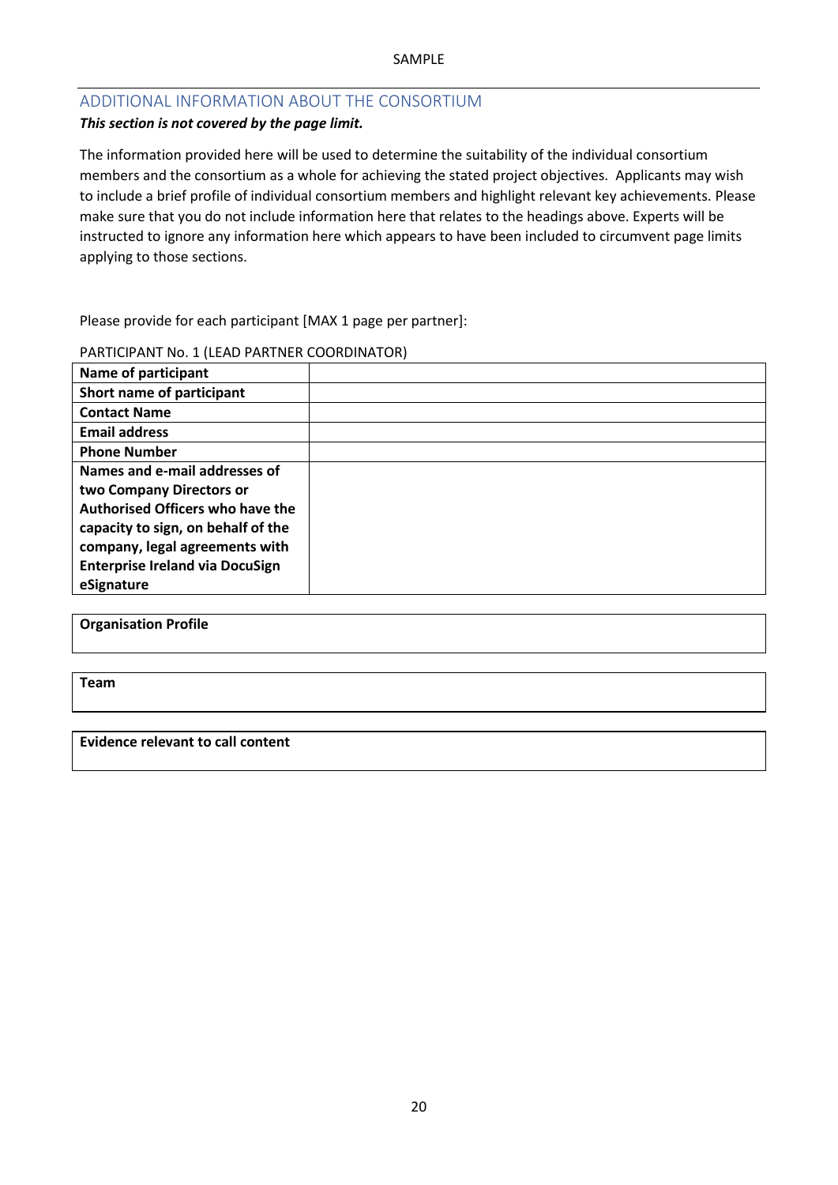## ADDITIONAL INFORMATION ABOUT THE CONSORTIUM

***This section is not covered by the page limit.***

The information provided here will be used to determine the suitability of the individual consortium members and the consortium as a whole for achieving the stated project objectives. Applicants may wish to include a brief profile of individual consortium members and highlight relevant key achievements. Please make sure that you do not include information here that relates to the headings above. Experts will be instructed to ignore any information here which appears to have been included to circumvent page limits applying to those sections.

Please provide for each participant [MAX 1 page per partner]:

PARTICIPANT No. 1 (LEAD PARTNER COORDINATOR)

| | |
|---|---|
| **Name of participant** | |
| **Short name of participant** | |
| **Contact Name** | |
| **Email address** | |
| **Phone Number** | |
| **Names and e-mail addresses of two Company Directors or Authorised Officers who have the capacity to sign, on behalf of the company, legal agreements with Enterprise Ireland via DocuSign eSignature** | |

| |
|---|
| **Organisation Profile** |

| |
|---|
| **Team** |

| |
|---|
| **Evidence relevant to call content** |